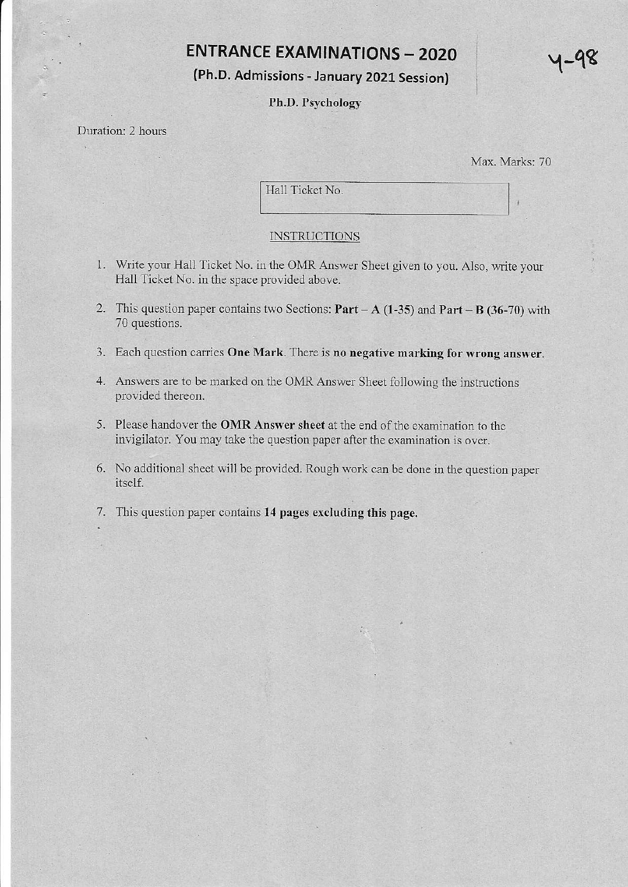# ENTRANCE EXAMINATIONS – 2020

## (Ph.D. Admissions - January 2021 Session)

**Ph.D. Psychology**

Y-98

Duration: 2 hours

Max. Marks: 70

Hall Ticket No.

### INSTRUCTIONS

1. Write your Hall Ticket No. in the OMR Answer Sheet given to you. Also, write your Hall Ticket No. in the space provided above.
2. This question paper contains two Sections: **Part – A (1-35)** and **Part – B (36-70)** with 70 questions.
3. Each question carries **One Mark**. There is **no negative marking for wrong answer**.
4. Answers are to be marked on the OMR Answer Sheet following the instructions provided thereon.
5. Please handover the **OMR Answer sheet** at the end of the examination to the invigilator. You may take the question paper after the examination is over.
6. No additional sheet will be provided. Rough work can be done in the question paper itself.
7. This question paper contains **14 pages excluding this page.**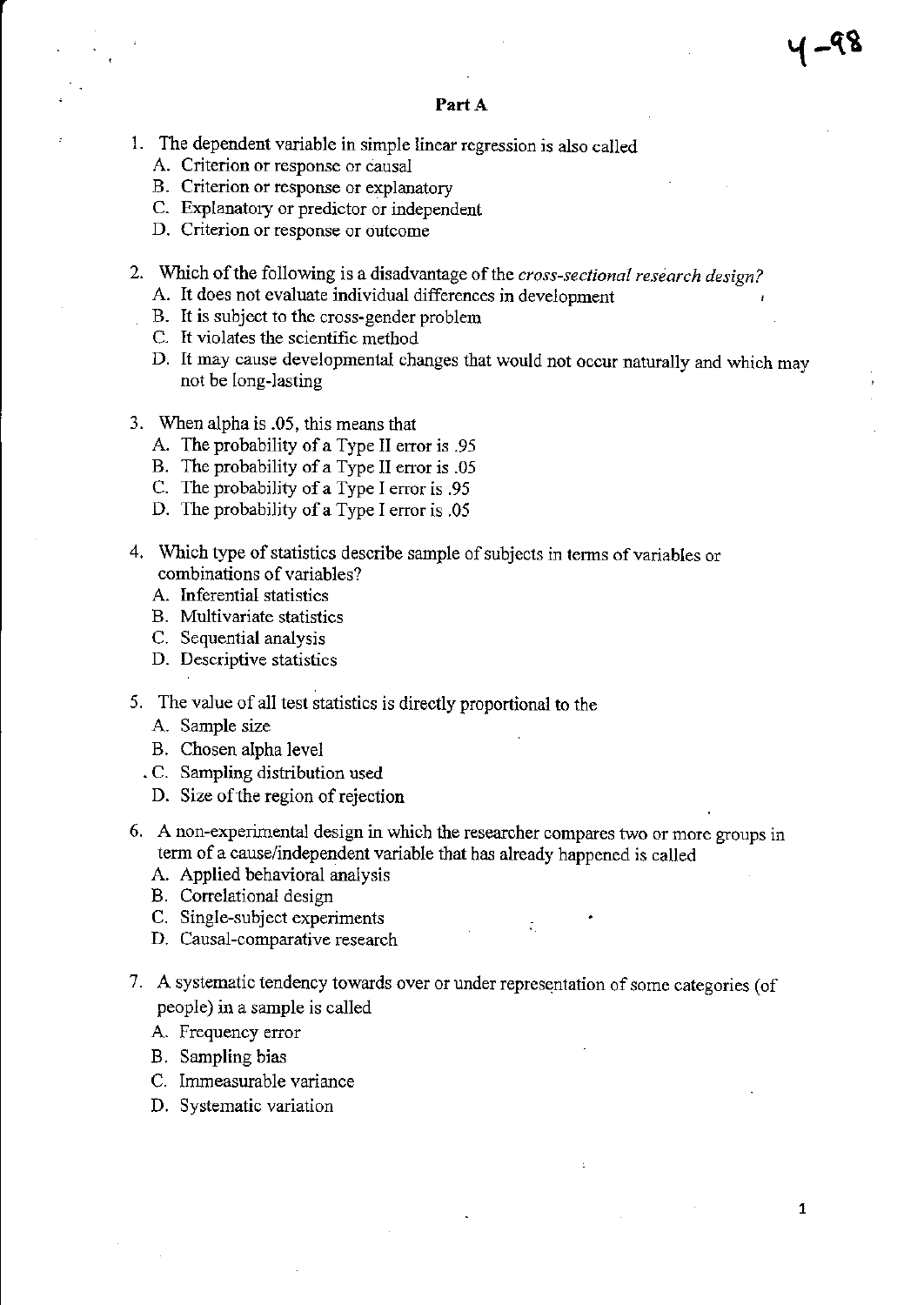## Part A

1. The dependent variable in simple linear regression is also called
   A. Criterion or response or causal
   B. Criterion or response or explanatory
   C. Explanatory or predictor or independent
   D. Criterion or response or outcome

2. Which of the following is a disadvantage of the *cross-sectional research design?*
   A. It does not evaluate individual differences in development
   B. It is subject to the cross-gender problem
   C. It violates the scientific method
   D. It may cause developmental changes that would not occur naturally and which may not be long-lasting

3. When alpha is .05, this means that
   A. The probability of a Type II error is .95
   B. The probability of a Type II error is .05
   C. The probability of a Type I error is .95
   D. The probability of a Type I error is .05

4. Which type of statistics describe sample of subjects in terms of variables or combinations of variables?
   A. Inferential statistics
   B. Multivariate statistics
   C. Sequential analysis
   D. Descriptive statistics

5. The value of all test statistics is directly proportional to the
   A. Sample size
   B. Chosen alpha level
   C. Sampling distribution used
   D. Size of the region of rejection

6. A non-experimental design in which the researcher compares two or more groups in term of a cause/independent variable that has already happened is called
   A. Applied behavioral analysis
   B. Correlational design
   C. Single-subject experiments
   D. Causal-comparative research

7. A systematic tendency towards over or under representation of some categories (of people) in a sample is called
   A. Frequency error
   B. Sampling bias
   C. Immeasurable variance
   D. Systematic variation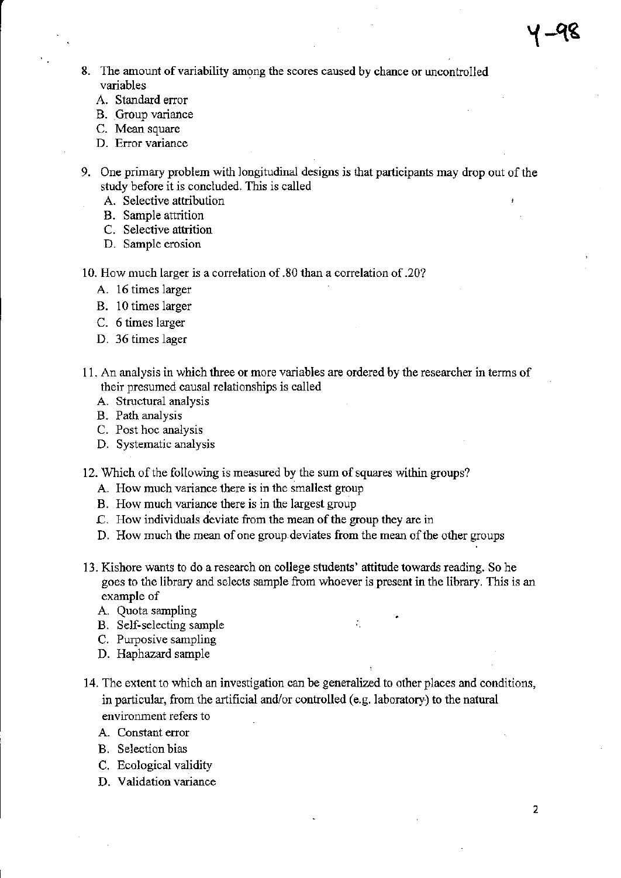8. The amount of variability among the scores caused by chance or uncontrolled variables
   A. Standard error
   B. Group variance
   C. Mean square
   D. Error variance

9. One primary problem with longitudinal designs is that participants may drop out of the study before it is concluded. This is called
   A. Selective attribution
   B. Sample attrition
   C. Selective attrition
   D. Sample erosion

10. How much larger is a correlation of .80 than a correlation of .20?
    A. 16 times larger
    B. 10 times larger
    C. 6 times larger
    D. 36 times lager

11. An analysis in which three or more variables are ordered by the researcher in terms of their presumed causal relationships is called
    A. Structural analysis
    B. Path analysis
    C. Post hoc analysis
    D. Systematic analysis

12. Which of the following is measured by the sum of squares within groups?
    A. How much variance there is in the smallest group
    B. How much variance there is in the largest group
    C. How individuals deviate from the mean of the group they are in
    D. How much the mean of one group deviates from the mean of the other groups

13. Kishore wants to do a research on college students' attitude towards reading. So he goes to the library and selects sample from whoever is present in the library. This is an example of
    A. Quota sampling
    B. Self-selecting sample
    C. Purposive sampling
    D. Haphazard sample

14. The extent to which an investigation can be generalized to other places and conditions, in particular, from the artificial and/or controlled (e.g. laboratory) to the natural environment refers to
    A. Constant error
    B. Selection bias
    C. Ecological validity
    D. Validation variance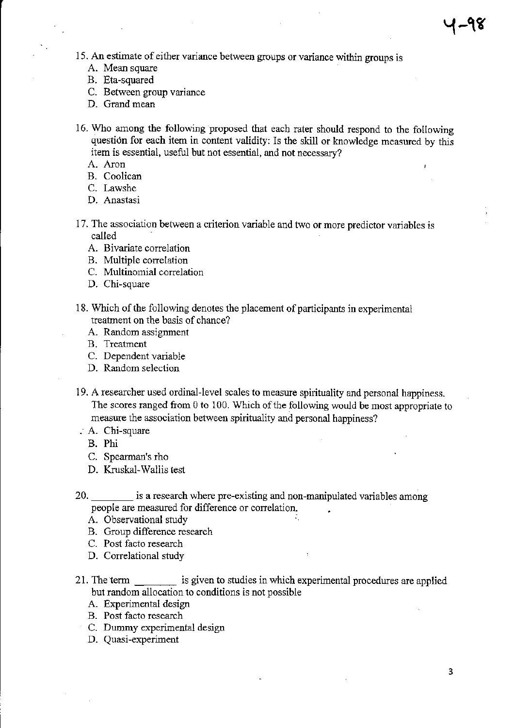15. An estimate of either variance between groups or variance within groups is
    A. Mean square
    B. Eta-squared
    C. Between group variance
    D. Grand mean

16. Who among the following proposed that each rater should respond to the following question for each item in content validity: Is the skill or knowledge measured by this item is essential, useful but not essential, and not necessary?
    A. Aron
    B. Coolican
    C. Lawshe
    D. Anastasi

17. The association between a criterion variable and two or more predictor variables is called
    A. Bivariate correlation
    B. Multiple correlation
    C. Multinomial correlation
    D. Chi-square

18. Which of the following denotes the placement of participants in experimental treatment on the basis of chance?
    A. Random assignment
    B. Treatment
    C. Dependent variable
    D. Random selection

19. A researcher used ordinal-level scales to measure spirituality and personal happiness. The scores ranged from 0 to 100. Which of the following would be most appropriate to measure the association between spirituality and personal happiness?
    A. Chi-square
    B. Phi
    C. Spearman's rho
    D. Kruskal-Wallis test

20. ________ is a research where pre-existing and non-manipulated variables among people are measured for difference or correlation.
    A. Observational study
    B. Group difference research
    C. Post facto research
    D. Correlational study

21. The term ________ is given to studies in which experimental procedures are applied but random allocation to conditions is not possible
    A. Experimental design
    B. Post facto research
    C. Dummy experimental design
    D. Quasi-experiment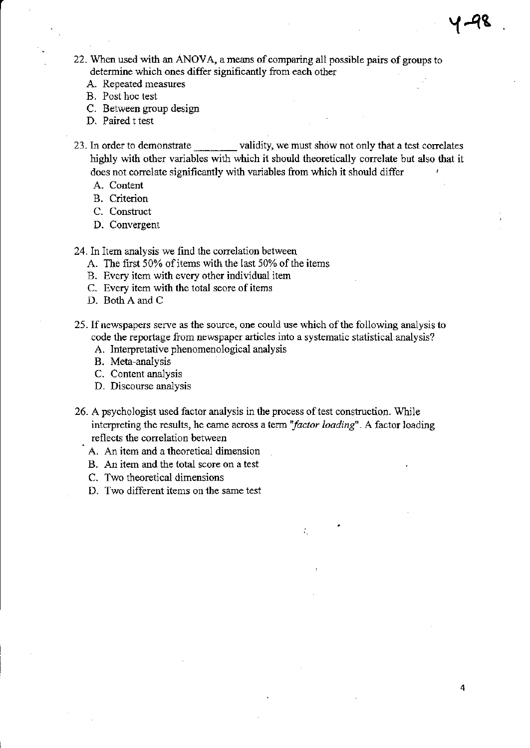22. When used with an ANOVA, a means of comparing all possible pairs of groups to determine which ones differ significantly from each other
    A. Repeated measures
    B. Post hoc test
    C. Between group design
    D. Paired t test

23. In order to demonstrate ________ validity, we must show not only that a test correlates highly with other variables with which it should theoretically correlate but also that it does not correlate significantly with variables from which it should differ
    A. Content
    B. Criterion
    C. Construct
    D. Convergent

24. In Item analysis we find the correlation between
    A. The first 50% of items with the last 50% of the items
    B. Every item with every other individual item
    C. Every item with the total score of items
    D. Both A and C

25. If newspapers serve as the source, one could use which of the following analysis to code the reportage from newspaper articles into a systematic statistical analysis?
    A. Interpretative phenomenological analysis
    B. Meta-analysis
    C. Content analysis
    D. Discourse analysis

26. A psychologist used factor analysis in the process of test construction. While interpreting the results, he came across a term "*factor loading*". A factor loading reflects the correlation between
    A. An item and a theoretical dimension
    B. An item and the total score on a test
    C. Two theoretical dimensions
    D. Two different items on the same test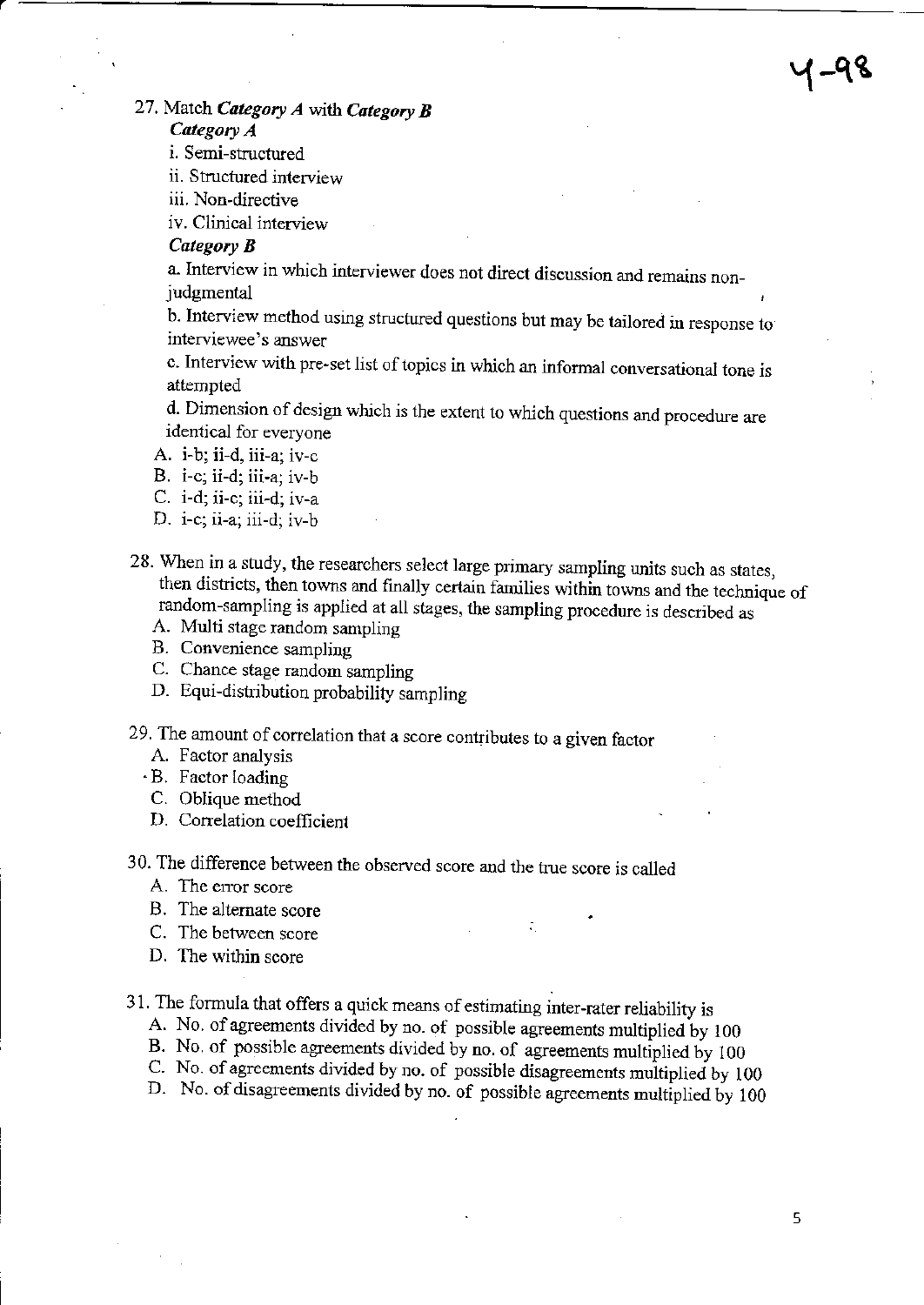27. Match ***Category A*** with ***Category B***

***Category A***

i. Semi-structured

ii. Structured interview

iii. Non-directive

iv. Clinical interview

***Category B***

a. Interview in which interviewer does not direct discussion and remains non-judgmental

b. Interview method using structured questions but may be tailored in response to interviewee's answer

c. Interview with pre-set list of topics in which an informal conversational tone is attempted

d. Dimension of design which is the extent to which questions and procedure are identical for everyone

A. i-b; ii-d, iii-a; iv-c
B. i-c; ii-d; iii-a; iv-b
C. i-d; ii-c; iii-d; iv-a
D. i-c; ii-a; iii-d; iv-b

28. When in a study, the researchers select large primary sampling units such as states, then districts, then towns and finally certain families within towns and the technique of random-sampling is applied at all stages, the sampling procedure is described as

A. Multi stage random sampling
B. Convenience sampling
C. Chance stage random sampling
D. Equi-distribution probability sampling

29. The amount of correlation that a score contributes to a given factor

A. Factor analysis
B. Factor loading
C. Oblique method
D. Correlation coefficient

30. The difference between the observed score and the true score is called

A. The error score
B. The alternate score
C. The between score
D. The within score

31. The formula that offers a quick means of estimating inter-rater reliability is

A. No. of agreements divided by no. of possible agreements multiplied by 100
B. No. of possible agreements divided by no. of agreements multiplied by 100
C. No. of agreements divided by no. of possible disagreements multiplied by 100
D. No. of disagreements divided by no. of possible agreements multiplied by 100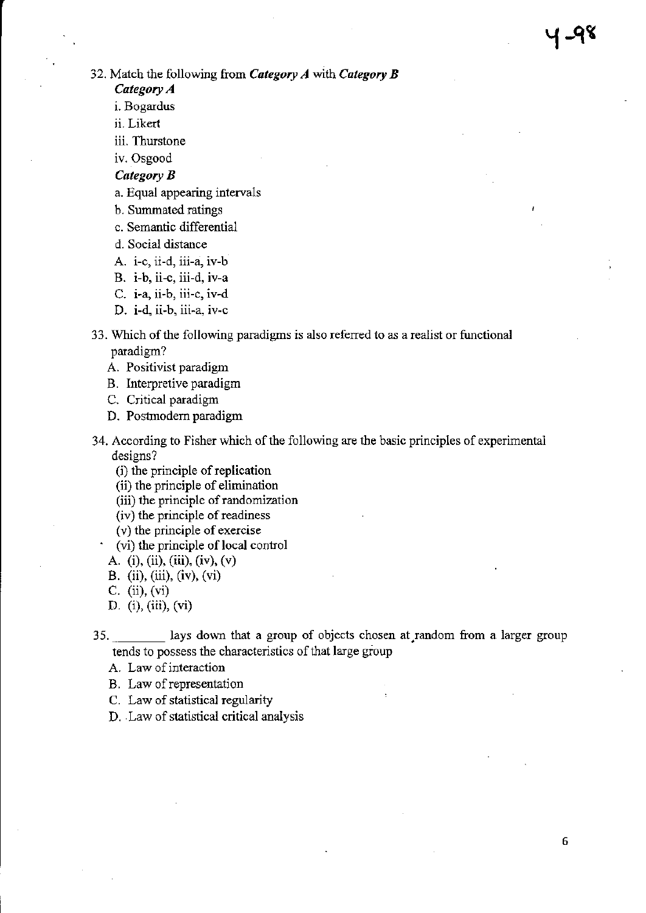32. Match the following from ***Category A*** with ***Category B***

***Category A***

i. Bogardus

ii. Likert

iii. Thurstone

iv. Osgood

***Category B***

a. Equal appearing intervals

b. Summated ratings

c. Semantic differential

d. Social distance

A. i-c, ii-d, iii-a, iv-b

B. i-b, ii-c, iii-d, iv-a

C. i-a, ii-b, iii-c, iv-d

D. i-d, ii-b, iii-a, iv-c

33. Which of the following paradigms is also referred to as a realist or functional paradigm?

A. Positivist paradigm

B. Interpretive paradigm

C. Critical paradigm

D. Postmodern paradigm

34. According to Fisher which of the following are the basic principles of experimental designs?

(i) the principle of replication

(ii) the principle of elimination

(iii) the principle of randomization

(iv) the principle of readiness

(v) the principle of exercise

(vi) the principle of local control

A. (i), (ii), (iii), (iv), (v)

B. (ii), (iii), (iv), (vi)

C. (ii), (vi)

D. (i), (iii), (vi)

35. ________ lays down that a group of objects chosen at random from a larger group tends to possess the characteristics of that large group

A. Law of interaction

B. Law of representation

C. Law of statistical regularity

D. Law of statistical critical analysis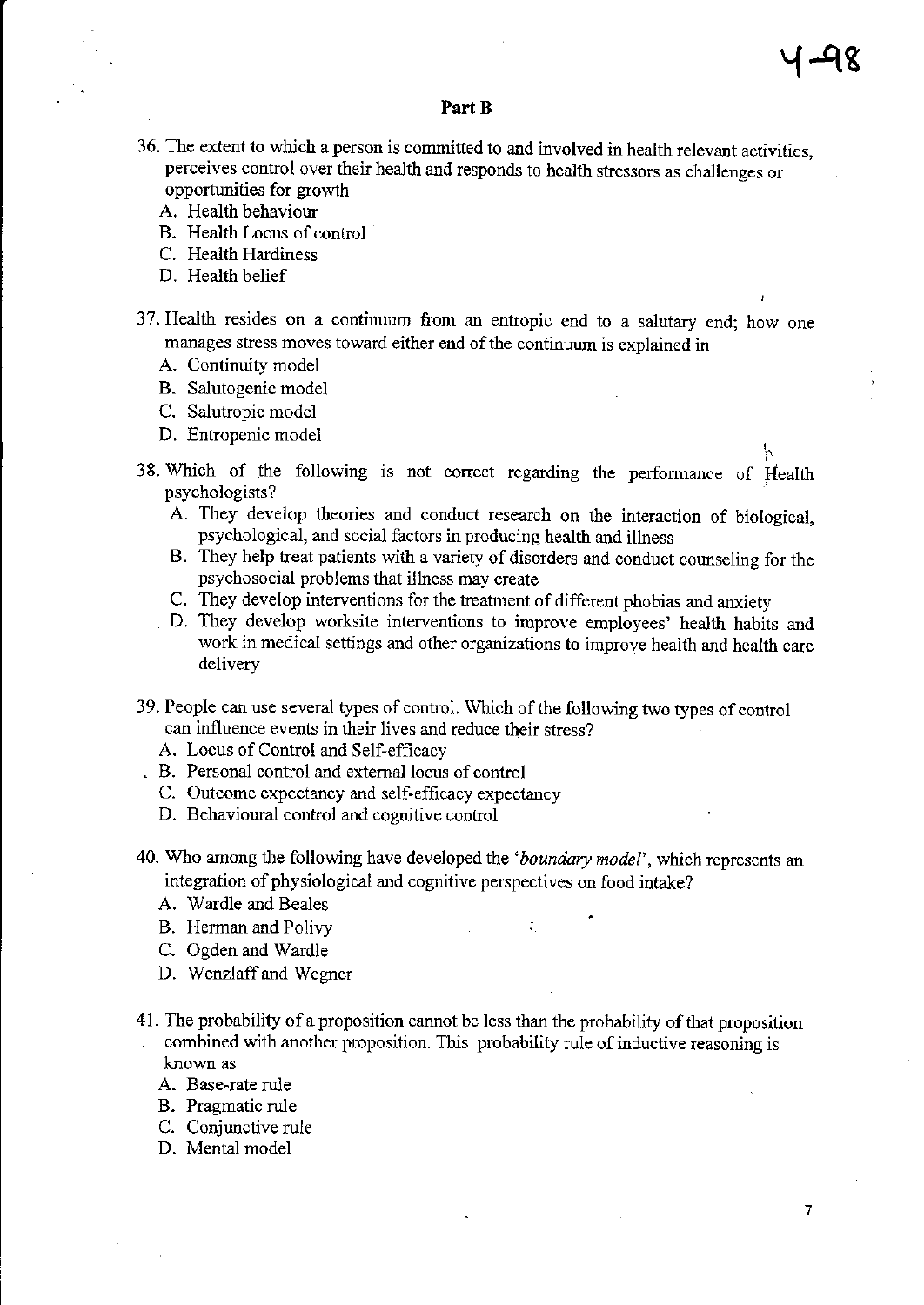## Part B

36. The extent to which a person is committed to and involved in health relevant activities, perceives control over their health and responds to health stressors as challenges or opportunities for growth
   A. Health behaviour
   B. Health Locus of control
   C. Health Hardiness
   D. Health belief

37. Health resides on a continuum from an entropic end to a salutary end; how one manages stress moves toward either end of the continuum is explained in
   A. Continuity model
   B. Salutogenic model
   C. Salutropic model
   D. Entropenic model

38. Which of the following is not correct regarding the performance of Health psychologists?
   A. They develop theories and conduct research on the interaction of biological, psychological, and social factors in producing health and illness
   B. They help treat patients with a variety of disorders and conduct counseling for the psychosocial problems that illness may create
   C. They develop interventions for the treatment of different phobias and anxiety
   D. They develop worksite interventions to improve employees' health habits and work in medical settings and other organizations to improve health and health care delivery

39. People can use several types of control. Which of the following two types of control can influence events in their lives and reduce their stress?
   A. Locus of Control and Self-efficacy
   B. Personal control and external locus of control
   C. Outcome expectancy and self-efficacy expectancy
   D. Behavioural control and cognitive control

40. Who among the following have developed the '*boundary model*', which represents an integration of physiological and cognitive perspectives on food intake?
   A. Wardle and Beales
   B. Herman and Polivy
   C. Ogden and Wardle
   D. Wenzlaff and Wegner

41. The probability of a proposition cannot be less than the probability of that proposition combined with another proposition. This probability rule of inductive reasoning is known as
   A. Base-rate rule
   B. Pragmatic rule
   C. Conjunctive rule
   D. Mental model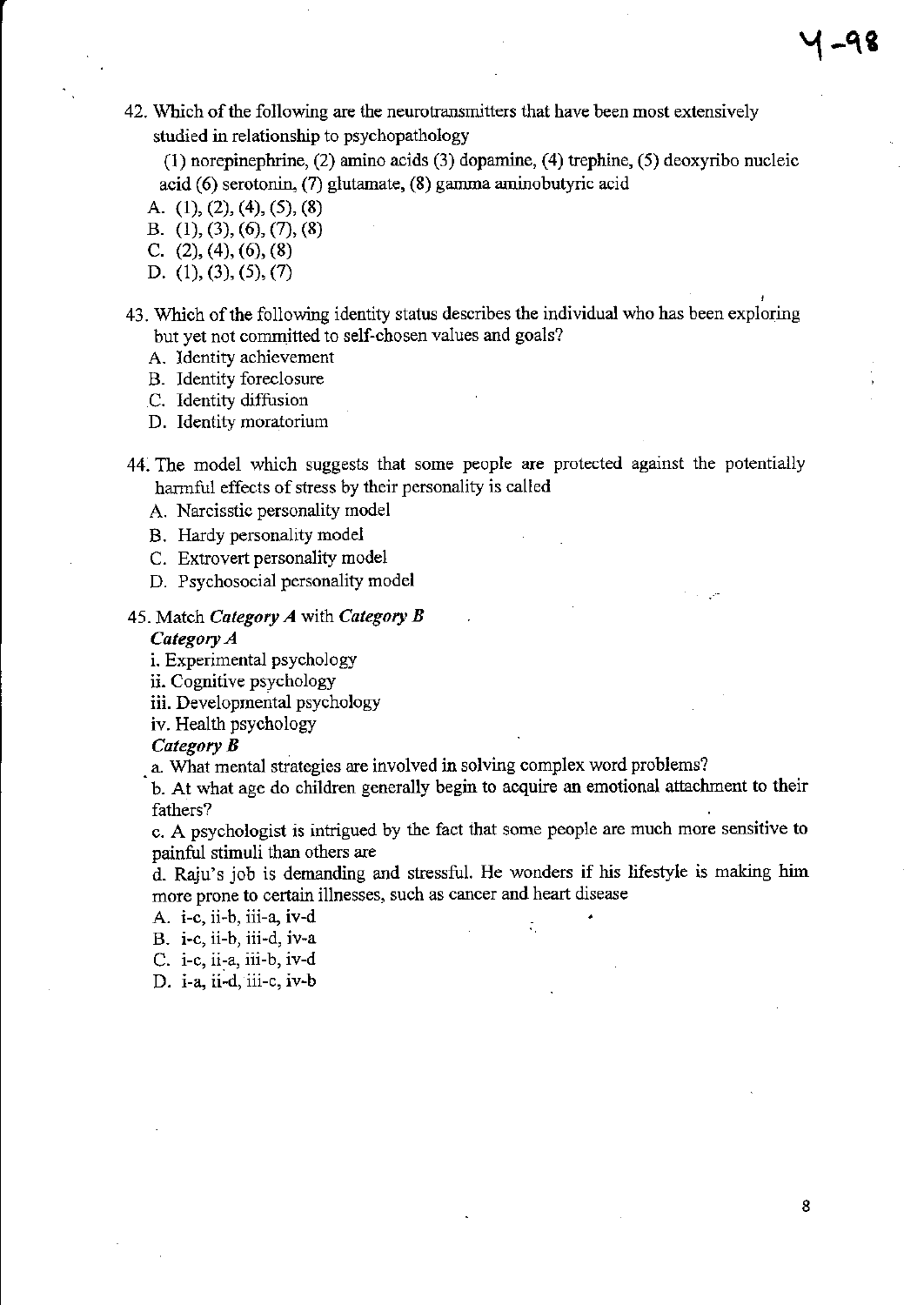42. Which of the following are the neurotransmitters that have been most extensively studied in relationship to psychopathology

    (1) norepinephrine, (2) amino acids (3) dopamine, (4) trephine, (5) deoxyribo nucleic acid (6) serotonin, (7) glutamate, (8) gamma aminobutyric acid

    A. (1), (2), (4), (5), (8)
    B. (1), (3), (6), (7), (8)
    C. (2), (4), (6), (8)
    D. (1), (3), (5), (7)

43. Which of the following identity status describes the individual who has been exploring but yet not committed to self-chosen values and goals?

    A. Identity achievement
    B. Identity foreclosure
    C. Identity diffusion
    D. Identity moratorium

44. The model which suggests that some people are protected against the potentially harmful effects of stress by their personality is called

    A. Narcissitic personality model
    B. Hardy personality model
    C. Extrovert personality model
    D. Psychosocial personality model

45. Match *Category A* with *Category B*

    ***Category A***

    i. Experimental psychology
    ii. Cognitive psychology
    iii. Developmental psychology
    iv. Health psychology

    ***Category B***

    a. What mental strategies are involved in solving complex word problems?
    b. At what age do children generally begin to acquire an emotional attachment to their fathers?
    c. A psychologist is intrigued by the fact that some people are much more sensitive to painful stimuli than others are
    d. Raju's job is demanding and stressful. He wonders if his lifestyle is making him more prone to certain illnesses, such as cancer and heart disease

    A. i-c, ii-b, iii-a, iv-d
    B. i-c, ii-b, iii-d, iv-a
    C. i-c, ii-a, iii-b, iv-d
    D. i-a, ii-d, iii-c, iv-b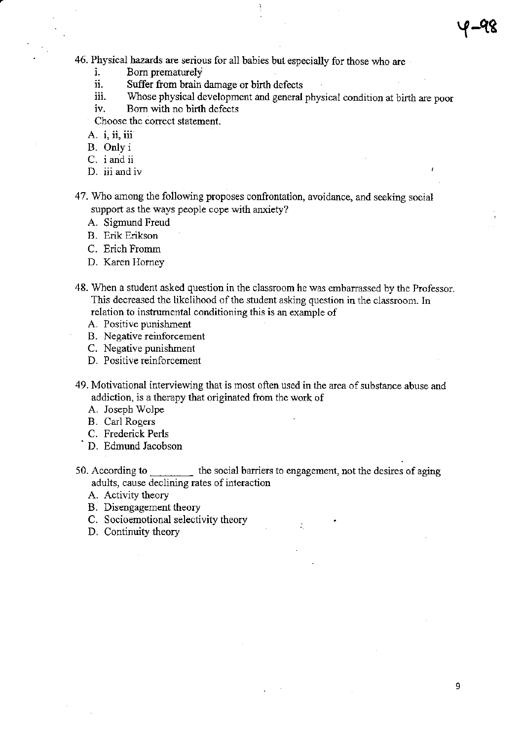46. Physical hazards are serious for all babies but especially for those who are
    i. Born prematurely
    ii. Suffer from brain damage or birth defects
    iii. Whose physical development and general physical condition at birth are poor
    iv. Born with no birth defects

    Choose the correct statement.

    A. i, ii, iii
    B. Only i
    C. i and ii
    D. iii and iv

47. Who among the following proposes confrontation, avoidance, and seeking social support as the ways people cope with anxiety?
    A. Sigmund Freud
    B. Erik Erikson
    C. Erich Fromm
    D. Karen Horney

48. When a student asked question in the classroom he was embarrassed by the Professor. This decreased the likelihood of the student asking question in the classroom. In relation to instrumental conditioning this is an example of
    A. Positive punishment
    B. Negative reinforcement
    C. Negative punishment
    D. Positive reinforcement

49. Motivational interviewing that is most often used in the area of substance abuse and addiction, is a therapy that originated from the work of
    A. Joseph Wolpe
    B. Carl Rogers
    C. Frederick Perls
    D. Edmund Jacobson

50. According to ________ the social barriers to engagement, not the desires of aging adults, cause declining rates of interaction
    A. Activity theory
    B. Disengagement theory
    C. Socioemotional selectivity theory
    D. Continuity theory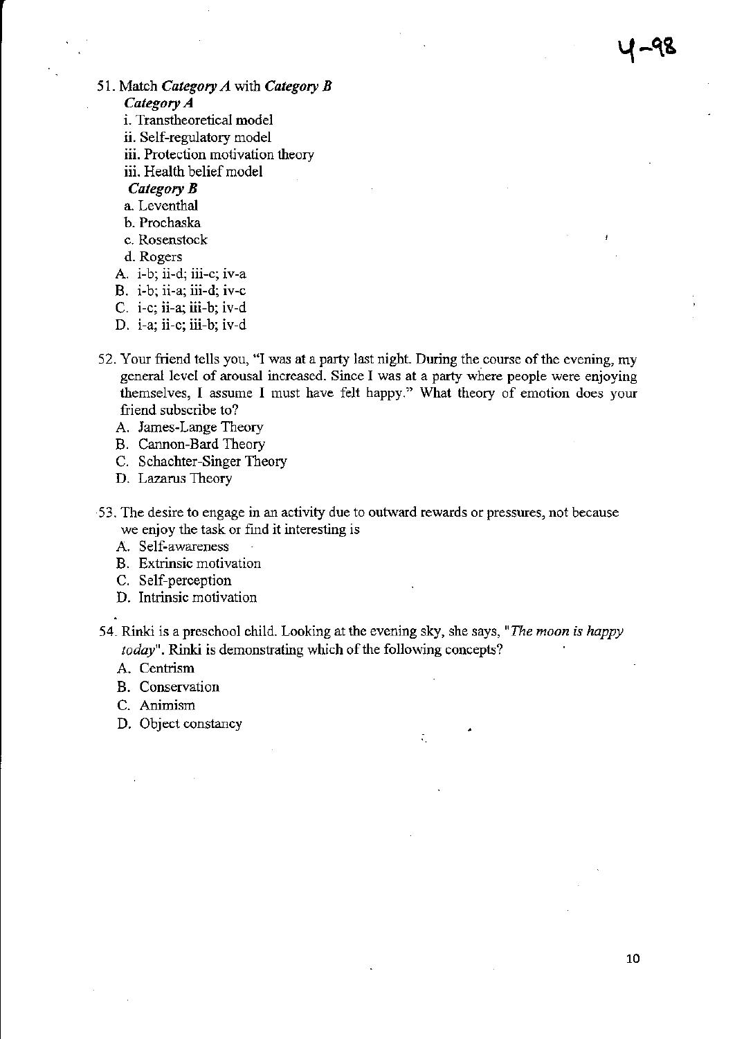51. Match *Category A* with *Category B*

*Category A*

i. Transtheoretical model

ii. Self-regulatory model

iii. Protection motivation theory

iii. Health belief model

*Category B*

a. Leventhal

b. Prochaska

c. Rosenstock

d. Rogers

A. i-b; ii-d; iii-c; iv-a
B. i-b; ii-a; iii-d; iv-c
C. i-c; ii-a; iii-b; iv-d
D. i-a; ii-c; iii-b; iv-d

52. Your friend tells you, "I was at a party last night. During the course of the evening, my general level of arousal increased. Since I was at a party where people were enjoying themselves, I assume I must have felt happy." What theory of emotion does your friend subscribe to?

A. James-Lange Theory
B. Cannon-Bard Theory
C. Schachter-Singer Theory
D. Lazarus Theory

53. The desire to engage in an activity due to outward rewards or pressures, not because we enjoy the task or find it interesting is

A. Self-awareness
B. Extrinsic motivation
C. Self-perception
D. Intrinsic motivation

54. Rinki is a preschool child. Looking at the evening sky, she says, "*The moon is happy today*". Rinki is demonstrating which of the following concepts?

A. Centrism
B. Conservation
C. Animism
D. Object constancy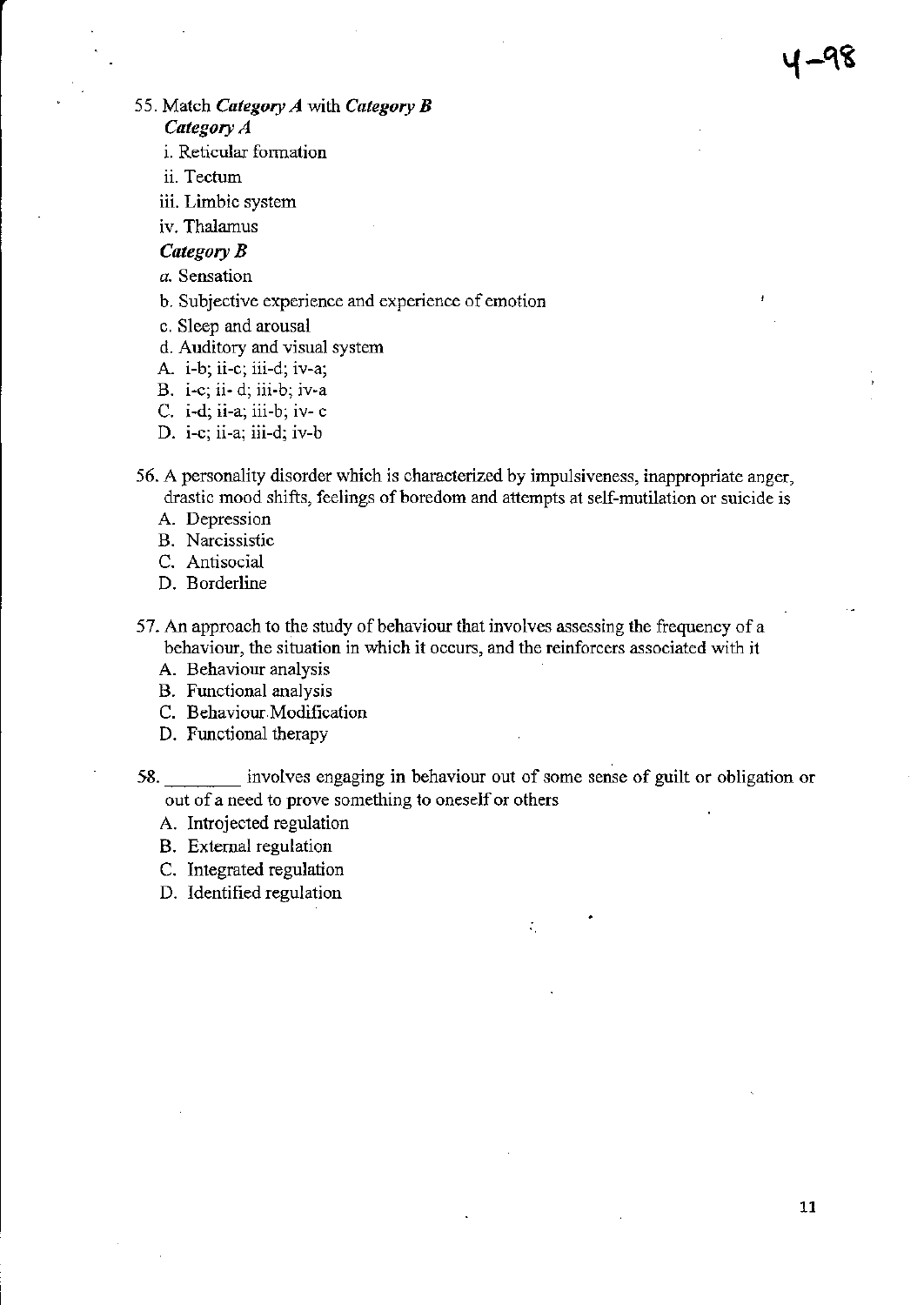55. Match *Category A* with *Category B*

*Category A*

i. Reticular formation

ii. Tectum

iii. Limbic system

iv. Thalamus

*Category B*

a. Sensation

b. Subjective experience and experience of emotion

c. Sleep and arousal

d. Auditory and visual system

A. i-b; ii-c; iii-d; iv-a;
B. i-c; ii- d; iii-b; iv-a
C. i-d; ii-a; iii-b; iv- c
D. i-c; ii-a; iii-d; iv-b

56. A personality disorder which is characterized by impulsiveness, inappropriate anger, drastic mood shifts, feelings of boredom and attempts at self-mutilation or suicide is

A. Depression
B. Narcissistic
C. Antisocial
D. Borderline

57. An approach to the study of behaviour that involves assessing the frequency of a behaviour, the situation in which it occurs, and the reinforcers associated with it

A. Behaviour analysis
B. Functional analysis
C. Behaviour Modification
D. Functional therapy

58. ________ involves engaging in behaviour out of some sense of guilt or obligation or out of a need to prove something to oneself or others

A. Introjected regulation
B. External regulation
C. Integrated regulation
D. Identified regulation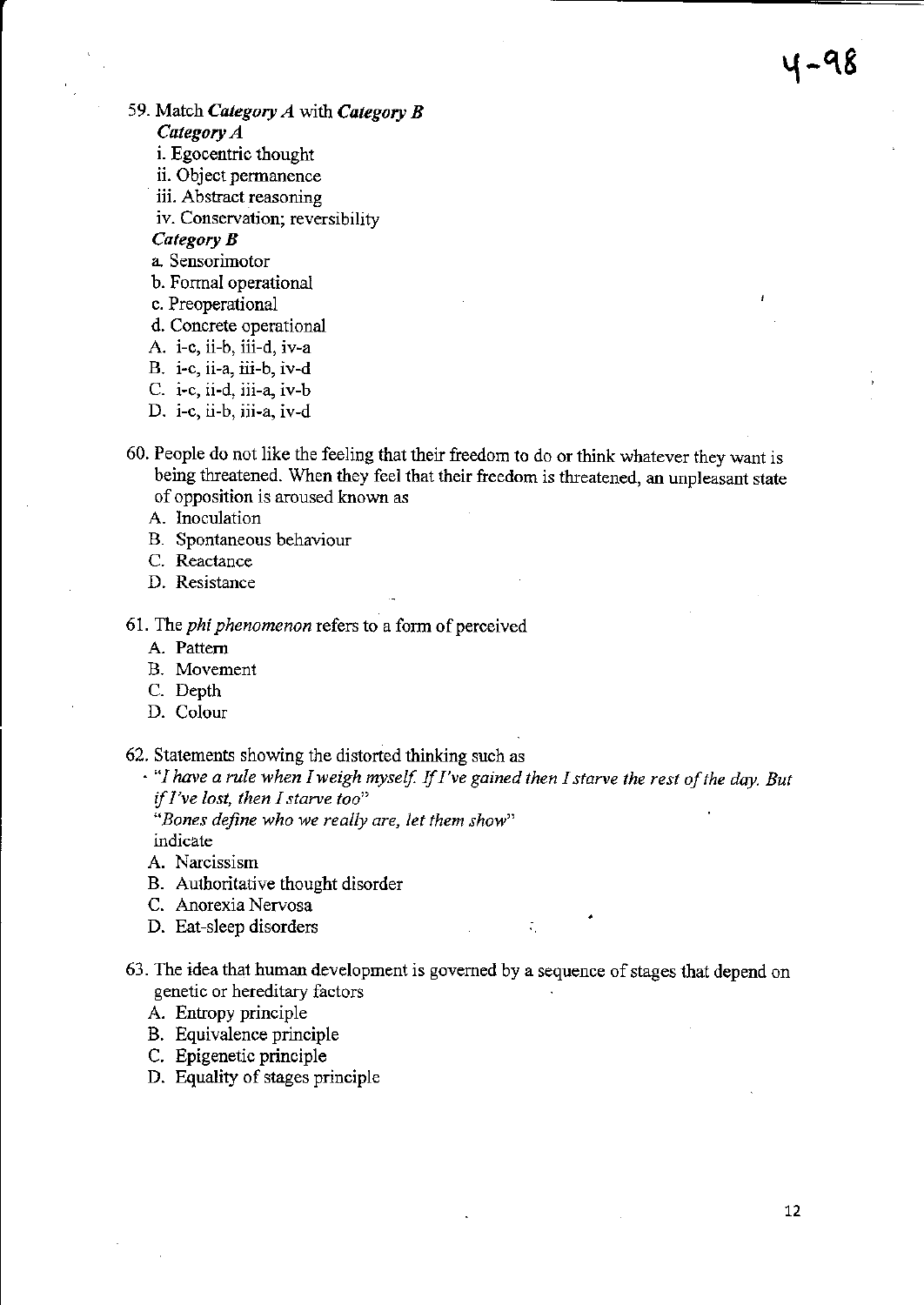59. Match ***Category A*** with ***Category B***

***Category A***

i. Egocentric thought

ii. Object permanence

iii. Abstract reasoning

iv. Conservation; reversibility

***Category B***

a. Sensorimotor

b. Formal operational

c. Preoperational

d. Concrete operational

A. i-c, ii-b, iii-d, iv-a

B. i-c, ii-a, iii-b, iv-d

C. i-c, ii-d, iii-a, iv-b

D. i-c, ii-b, iii-a, iv-d

60. People do not like the feeling that their freedom to do or think whatever they want is being threatened. When they feel that their freedom is threatened, an unpleasant state of opposition is aroused known as

A. Inoculation

B. Spontaneous behaviour

C. Reactance

D. Resistance

61. The *phi phenomenon* refers to a form of perceived

A. Pattern

B. Movement

C. Depth

D. Colour

62. Statements showing the distorted thinking such as

*"I have a rule when I weigh myself. If I've gained then I starve the rest of the day. But if I've lost, then I starve too"*

*"Bones define who we really are, let them show"*

indicate

A. Narcissism

B. Authoritative thought disorder

C. Anorexia Nervosa

D. Eat-sleep disorders

63. The idea that human development is governed by a sequence of stages that depend on genetic or hereditary factors

A. Entropy principle

B. Equivalence principle

C. Epigenetic principle

D. Equality of stages principle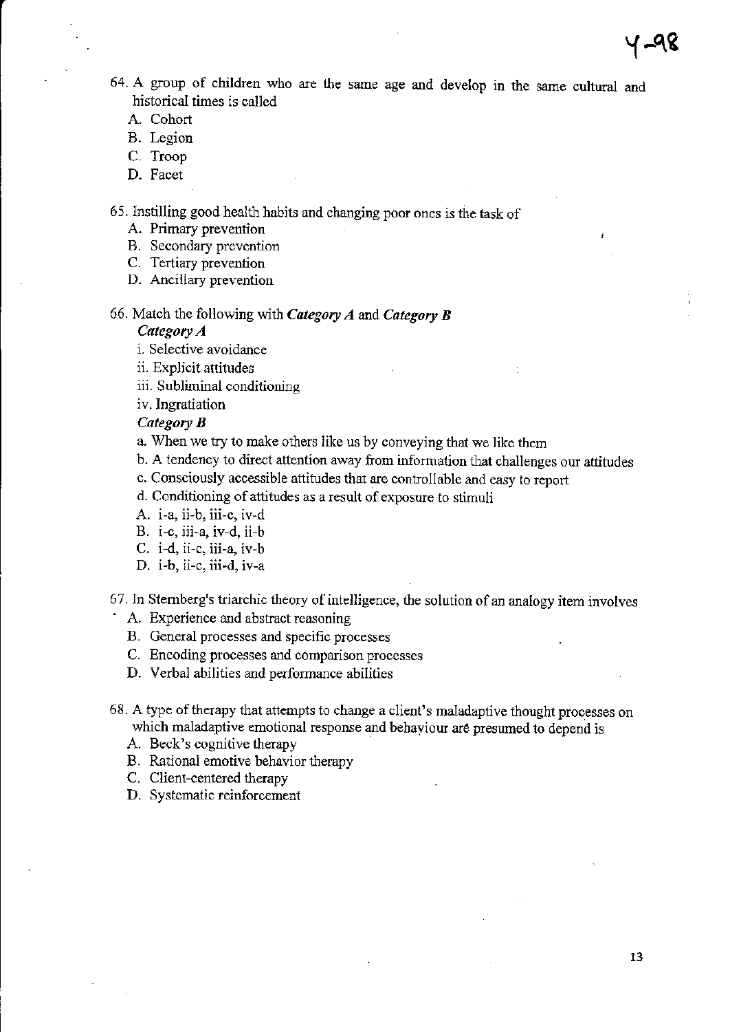64. A group of children who are the same age and develop in the same cultural and historical times is called
    A. Cohort
    B. Legion
    C. Troop
    D. Facet

65. Instilling good health habits and changing poor ones is the task of
    A. Primary prevention
    B. Secondary prevention
    C. Tertiary prevention
    D. Ancillary prevention

66. Match the following with ***Category A*** and ***Category B***

    ***Category A***

    i. Selective avoidance

    ii. Explicit attitudes

    iii. Subliminal conditioning

    iv. Ingratiation

    ***Category B***

    a. When we try to make others like us by conveying that we like them

    b. A tendency to direct attention away from information that challenges our attitudes

    c. Consciously accessible attitudes that are controllable and easy to report

    d. Conditioning of attitudes as a result of exposure to stimuli

    A. i-a, ii-b, iii-c, iv-d
    B. i-c, iii-a, iv-d, ii-b
    C. i-d, ii-c, iii-a, iv-b
    D. i-b, ii-c, iii-d, iv-a

67. In Sternberg's triarchic theory of intelligence, the solution of an analogy item involves
    A. Experience and abstract reasoning
    B. General processes and specific processes
    C. Encoding processes and comparison processes
    D. Verbal abilities and performance abilities

68. A type of therapy that attempts to change a client's maladaptive thought processes on which maladaptive emotional response and behaviour are presumed to depend is
    A. Beck's cognitive therapy
    B. Rational emotive behavior therapy
    C. Client-centered therapy
    D. Systematic reinforcement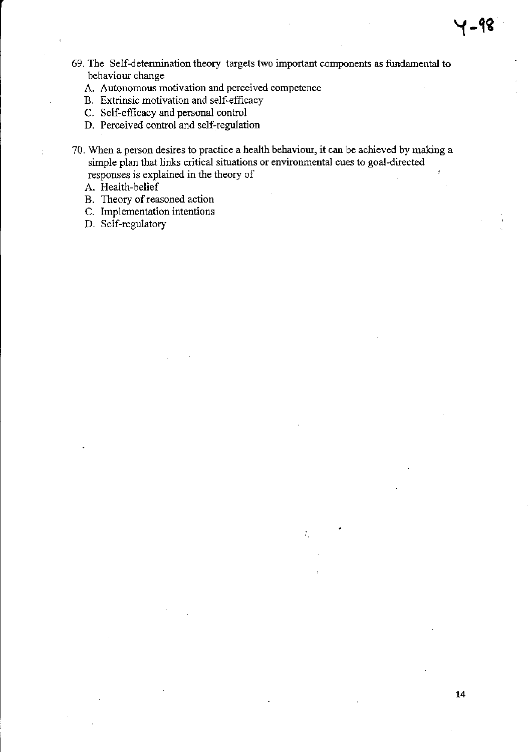69. The Self-determination theory targets two important components as fundamental to behaviour change
    A. Autonomous motivation and perceived competence
    B. Extrinsic motivation and self-efficacy
    C. Self-efficacy and personal control
    D. Perceived control and self-regulation

70. When a person desires to practice a health behaviour, it can be achieved by making a simple plan that links critical situations or environmental cues to goal-directed responses is explained in the theory of
    A. Health-belief
    B. Theory of reasoned action
    C. Implementation intentions
    D. Self-regulatory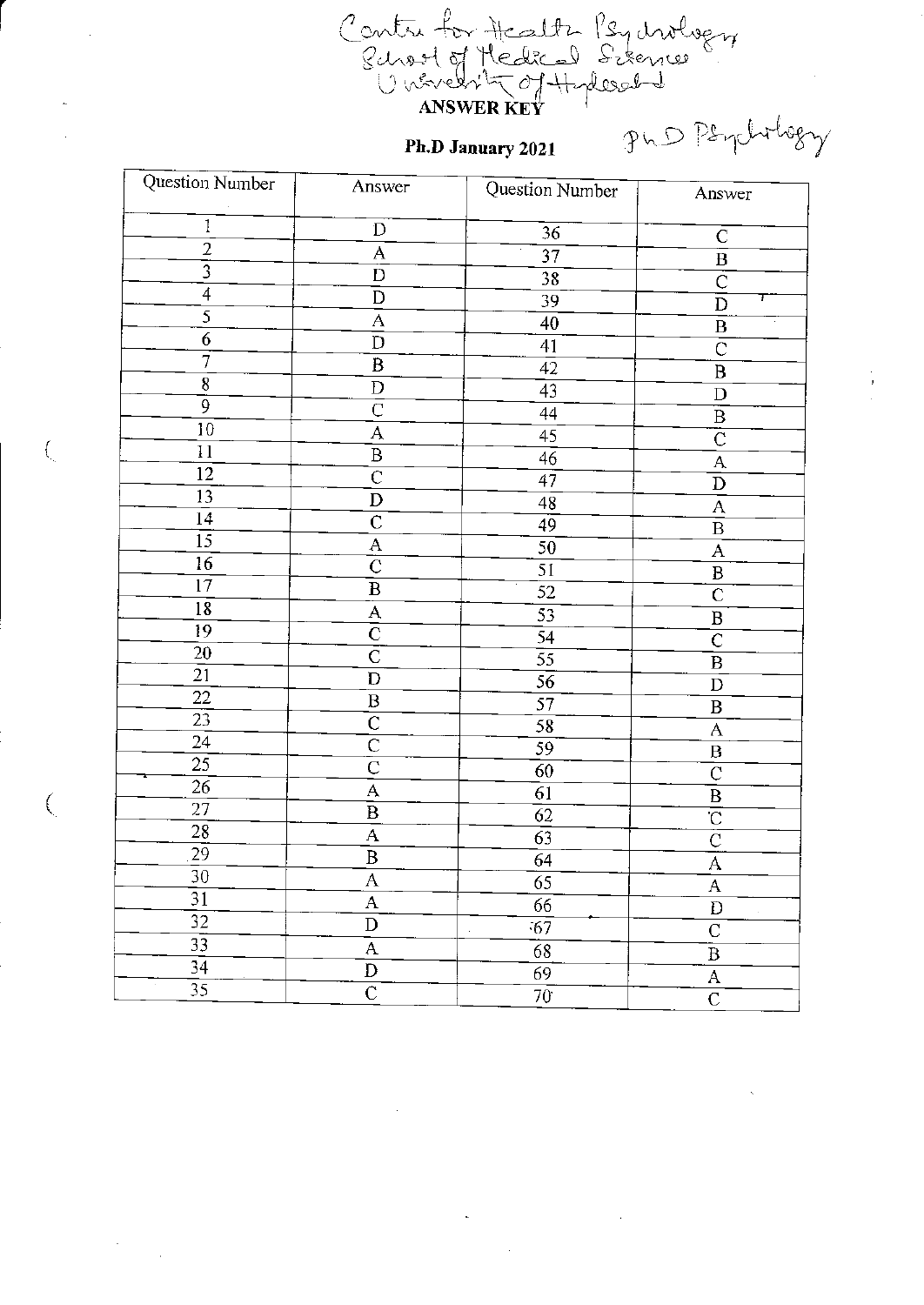Centre for Health Psychology
School of Medical Science
University of Hyderabad

**ANSWER KEY**

**Ph.D January 2021**

PhD Psychology

| Question Number | Answer | Question Number | Answer |
| --- | --- | --- | --- |
| 1 | D | 36 | C |
| 2 | A | 37 | B |
| 3 | D | 38 | C |
| 4 | D | 39 | D |
| 5 | A | 40 | B |
| 6 | D | 41 | C |
| 7 | B | 42 | B |
| 8 | D | 43 | D |
| 9 | C | 44 | B |
| 10 | A | 45 | C |
| 11 | B | 46 | A |
| 12 | C | 47 | D |
| 13 | D | 48 | A |
| 14 | C | 49 | B |
| 15 | A | 50 | A |
| 16 | C | 51 | B |
| 17 | B | 52 | C |
| 18 | A | 53 | B |
| 19 | C | 54 | C |
| 20 | C | 55 | B |
| 21 | D | 56 | D |
| 22 | B | 57 | B |
| 23 | C | 58 | A |
| 24 | C | 59 | B |
| 25 | C | 60 | C |
| 26 | A | 61 | B |
| 27 | B | 62 | C |
| 28 | A | 63 | C |
| 29 | B | 64 | A |
| 30 | A | 65 | A |
| 31 | A | 66 | D |
| 32 | D | 67 | C |
| 33 | A | 68 | B |
| 34 | D | 69 | A |
| 35 | C | 70 | C |